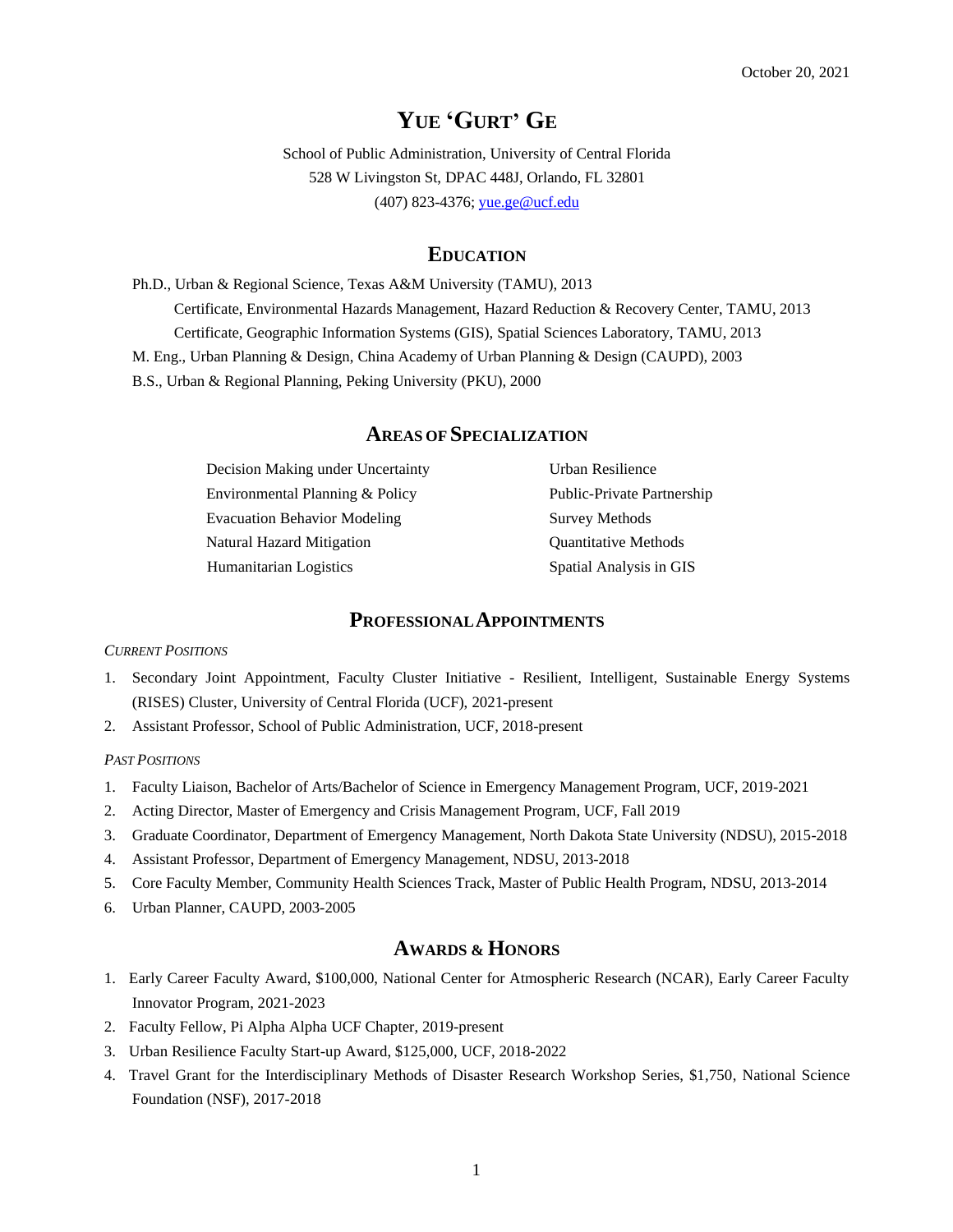October 20, 2021

# YUE 'GURT' GE

School of Public Administration, University of Central Florida
528 W Livingston St, DPAC 448J, Orlando, FL 32801
(407) 823-4376; yue.ge@ucf.edu

## EDUCATION

Ph.D., Urban & Regional Science, Texas A&M University (TAMU), 2013
- Certificate, Environmental Hazards Management, Hazard Reduction & Recovery Center, TAMU, 2013
- Certificate, Geographic Information Systems (GIS), Spatial Sciences Laboratory, TAMU, 2013

M. Eng., Urban Planning & Design, China Academy of Urban Planning & Design (CAUPD), 2003
B.S., Urban & Regional Planning, Peking University (PKU), 2000

## AREAS OF SPECIALIZATION

- Decision Making under Uncertainty
- Environmental Planning & Policy
- Evacuation Behavior Modeling
- Natural Hazard Mitigation
- Humanitarian Logistics
- Urban Resilience
- Public-Private Partnership
- Survey Methods
- Quantitative Methods
- Spatial Analysis in GIS

## PROFESSIONAL APPOINTMENTS

*CURRENT POSITIONS*

1. Secondary Joint Appointment, Faculty Cluster Initiative - Resilient, Intelligent, Sustainable Energy Systems (RISES) Cluster, University of Central Florida (UCF), 2021-present
2. Assistant Professor, School of Public Administration, UCF, 2018-present

*PAST POSITIONS*

1. Faculty Liaison, Bachelor of Arts/Bachelor of Science in Emergency Management Program, UCF, 2019-2021
2. Acting Director, Master of Emergency and Crisis Management Program, UCF, Fall 2019
3. Graduate Coordinator, Department of Emergency Management, North Dakota State University (NDSU), 2015-2018
4. Assistant Professor, Department of Emergency Management, NDSU, 2013-2018
5. Core Faculty Member, Community Health Sciences Track, Master of Public Health Program, NDSU, 2013-2014
6. Urban Planner, CAUPD, 2003-2005

## AWARDS & HONORS

1. Early Career Faculty Award, $100,000, National Center for Atmospheric Research (NCAR), Early Career Faculty Innovator Program, 2021-2023
2. Faculty Fellow, Pi Alpha Alpha UCF Chapter, 2019-present
3. Urban Resilience Faculty Start-up Award, $125,000, UCF, 2018-2022
4. Travel Grant for the Interdisciplinary Methods of Disaster Research Workshop Series, $1,750, National Science Foundation (NSF), 2017-2018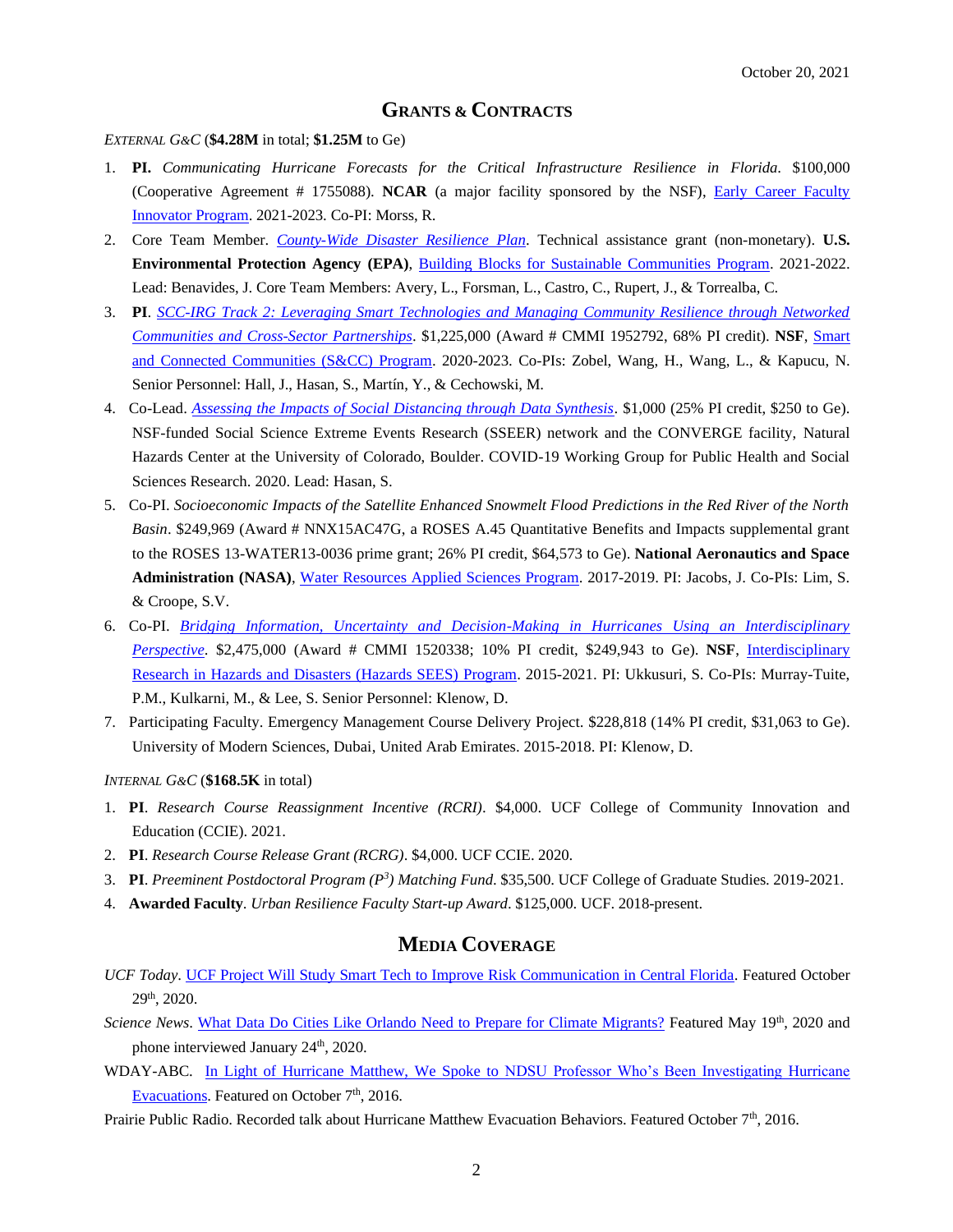October 20, 2021

## GRANTS & CONTRACTS

*EXTERNAL G&C* (**$4.28M** in total; **$1.25M** to Ge)

1. **PI.** *Communicating Hurricane Forecasts for the Critical Infrastructure Resilience in Florida*. $100,000 (Cooperative Agreement # 1755088). **NCAR** (a major facility sponsored by the NSF), Early Career Faculty Innovator Program. 2021-2023. Co-PI: Morss, R.
2. Core Team Member. *County-Wide Disaster Resilience Plan*. Technical assistance grant (non-monetary). **U.S. Environmental Protection Agency (EPA)**, Building Blocks for Sustainable Communities Program. 2021-2022. Lead: Benavides, J. Core Team Members: Avery, L., Forsman, L., Castro, C., Rupert, J., & Torrealba, C.
3. **PI**. *SCC-IRG Track 2: Leveraging Smart Technologies and Managing Community Resilience through Networked Communities and Cross-Sector Partnerships*. $1,225,000 (Award # CMMI 1952792, 68% PI credit). **NSF**, Smart and Connected Communities (S&CC) Program. 2020-2023. Co-PIs: Zobel, Wang, H., Wang, L., & Kapucu, N. Senior Personnel: Hall, J., Hasan, S., Martín, Y., & Cechowski, M.
4. Co-Lead. *Assessing the Impacts of Social Distancing through Data Synthesis*. $1,000 (25% PI credit, $250 to Ge). NSF-funded Social Science Extreme Events Research (SSEER) network and the CONVERGE facility, Natural Hazards Center at the University of Colorado, Boulder. COVID-19 Working Group for Public Health and Social Sciences Research. 2020. Lead: Hasan, S.
5. Co-PI. *Socioeconomic Impacts of the Satellite Enhanced Snowmelt Flood Predictions in the Red River of the North Basin*. $249,969 (Award # NNX15AC47G, a ROSES A.45 Quantitative Benefits and Impacts supplemental grant to the ROSES 13-WATER13-0036 prime grant; 26% PI credit, $64,573 to Ge). **National Aeronautics and Space Administration (NASA)**, Water Resources Applied Sciences Program. 2017-2019. PI: Jacobs, J. Co-PIs: Lim, S. & Croope, S.V.
6. Co-PI. *Bridging Information, Uncertainty and Decision-Making in Hurricanes Using an Interdisciplinary Perspective*. $2,475,000 (Award # CMMI 1520338; 10% PI credit, $249,943 to Ge). **NSF**, Interdisciplinary Research in Hazards and Disasters (Hazards SEES) Program. 2015-2021. PI: Ukkusuri, S. Co-PIs: Murray-Tuite, P.M., Kulkarni, M., & Lee, S. Senior Personnel: Klenow, D.
7. Participating Faculty. Emergency Management Course Delivery Project. $228,818 (14% PI credit, $31,063 to Ge). University of Modern Sciences, Dubai, United Arab Emirates. 2015-2018. PI: Klenow, D.

*INTERNAL G&C* (**$168.5K** in total)

1. **PI**. *Research Course Reassignment Incentive (RCRI)*. $4,000. UCF College of Community Innovation and Education (CCIE). 2021.
2. **PI**. *Research Course Release Grant (RCRG)*. $4,000. UCF CCIE. 2020.
3. **PI**. *Preeminent Postdoctoral Program ($P^3$) Matching Fund*. $35,500. UCF College of Graduate Studies. 2019-2021.
4. **Awarded Faculty**. *Urban Resilience Faculty Start-up Award*. $125,000. UCF. 2018-present.

## MEDIA COVERAGE

*UCF Today*. UCF Project Will Study Smart Tech to Improve Risk Communication in Central Florida. Featured October 29th, 2020.

*Science News*. What Data Do Cities Like Orlando Need to Prepare for Climate Migrants? Featured May 19th, 2020 and phone interviewed January 24th, 2020.

WDAY-ABC. In Light of Hurricane Matthew, We Spoke to NDSU Professor Who's Been Investigating Hurricane Evacuations. Featured on October 7th, 2016.

Prairie Public Radio. Recorded talk about Hurricane Matthew Evacuation Behaviors. Featured October 7th, 2016.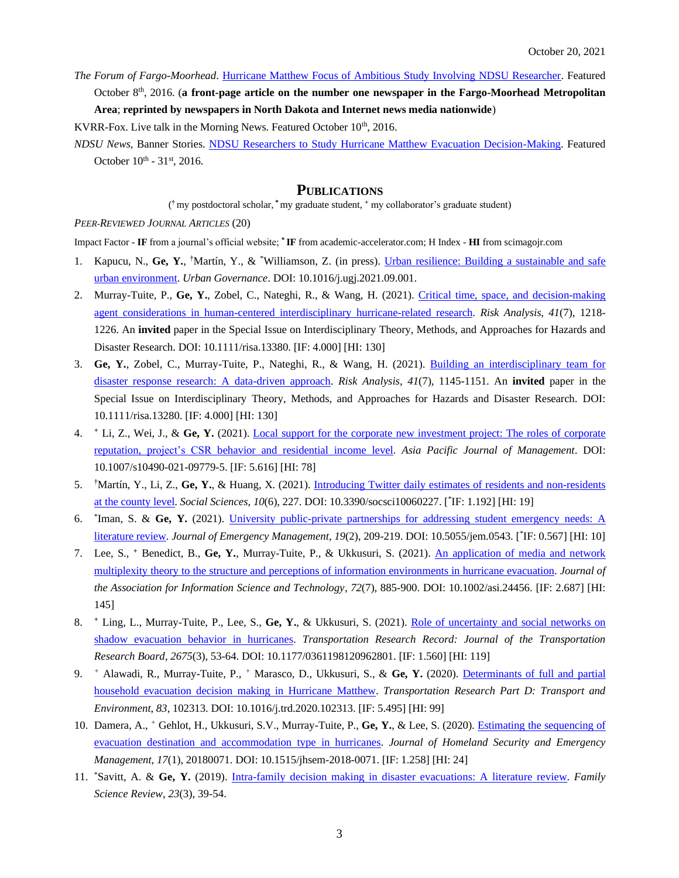*The Forum of Fargo-Moorhead*. Hurricane Matthew Focus of Ambitious Study Involving NDSU Researcher. Featured October 8th, 2016. (**a front-page article on the number one newspaper in the Fargo-Moorhead Metropolitan Area**; **reprinted by newspapers in North Dakota and Internet news media nationwide**)

KVRR-Fox. Live talk in the Morning News. Featured October 10th, 2016.

*NDSU News*, Banner Stories. NDSU Researchers to Study Hurricane Matthew Evacuation Decision-Making. Featured October 10th - 31st, 2016.

## PUBLICATIONS

(† my postdoctoral scholar, * my graduate student, + my collaborator's graduate student)

*PEER-REVIEWED JOURNAL ARTICLES* (20)

Impact Factor - **IF** from a journal's official website; * **IF** from academic-accelerator.com; H Index - **HI** from scimagojr.com

1. Kapucu, N., **Ge, Y.**, †Martín, Y., & *Williamson, Z. (in press). Urban resilience: Building a sustainable and safe urban environment. *Urban Governance*. DOI: 10.1016/j.ugj.2021.09.001.
2. Murray-Tuite, P., **Ge, Y.**, Zobel, C., Nateghi, R., & Wang, H. (2021). Critical time, space, and decision-making agent considerations in human-centered interdisciplinary hurricane-related research. *Risk Analysis*, *41*(7), 1218-1226. An **invited** paper in the Special Issue on Interdisciplinary Theory, Methods, and Approaches for Hazards and Disaster Research. DOI: 10.1111/risa.13380. [IF: 4.000] [HI: 130]
3. **Ge, Y.**, Zobel, C., Murray-Tuite, P., Nateghi, R., & Wang, H. (2021). Building an interdisciplinary team for disaster response research: A data-driven approach. *Risk Analysis*, *41*(7), 1145-1151. An **invited** paper in the Special Issue on Interdisciplinary Theory, Methods, and Approaches for Hazards and Disaster Research. DOI: 10.1111/risa.13280. [IF: 4.000] [HI: 130]
4. + Li, Z., Wei, J., & **Ge, Y.** (2021). Local support for the corporate new investment project: The roles of corporate reputation, project's CSR behavior and residential income level. *Asia Pacific Journal of Management*. DOI: 10.1007/s10490-021-09779-5. [IF: 5.616] [HI: 78]
5. †Martín, Y., Li, Z., **Ge, Y.**, & Huang, X. (2021). Introducing Twitter daily estimates of residents and non-residents at the county level. *Social Sciences*, *10*(6), 227. DOI: 10.3390/socsci10060227. [*IF: 1.192] [HI: 19]
6. *Iman, S. & **Ge, Y.** (2021). University public-private partnerships for addressing student emergency needs: A literature review. *Journal of Emergency Management*, *19*(2), 209-219. DOI: 10.5055/jem.0543. [*IF: 0.567] [HI: 10]
7. Lee, S., + Benedict, B., **Ge, Y.**, Murray-Tuite, P., & Ukkusuri, S. (2021). An application of media and network multiplexity theory to the structure and perceptions of information environments in hurricane evacuation. *Journal of the Association for Information Science and Technology*, *72*(7), 885-900. DOI: 10.1002/asi.24456. [IF: 2.687] [HI: 145]
8. + Ling, L., Murray-Tuite, P., Lee, S., **Ge, Y.**, & Ukkusuri, S. (2021). Role of uncertainty and social networks on shadow evacuation behavior in hurricanes. *Transportation Research Record: Journal of the Transportation Research Board*, *2675*(3), 53-64. DOI: 10.1177/0361198120962801. [IF: 1.560] [HI: 119]
9. + Alawadi, R., Murray-Tuite, P., + Marasco, D., Ukkusuri, S., & **Ge, Y.** (2020). Determinants of full and partial household evacuation decision making in Hurricane Matthew. *Transportation Research Part D: Transport and Environment*, *83*, 102313. DOI: 10.1016/j.trd.2020.102313. [IF: 5.495] [HI: 99]
10. Damera, A., + Gehlot, H., Ukkusuri, S.V., Murray-Tuite, P., **Ge, Y.**, & Lee, S. (2020). Estimating the sequencing of evacuation destination and accommodation type in hurricanes. *Journal of Homeland Security and Emergency Management*, *17*(1), 20180071. DOI: 10.1515/jhsem-2018-0071. [IF: 1.258] [HI: 24]
11. *Savitt, A. & **Ge, Y.** (2019). Intra-family decision making in disaster evacuations: A literature review. *Family Science Review*, *23*(3), 39-54.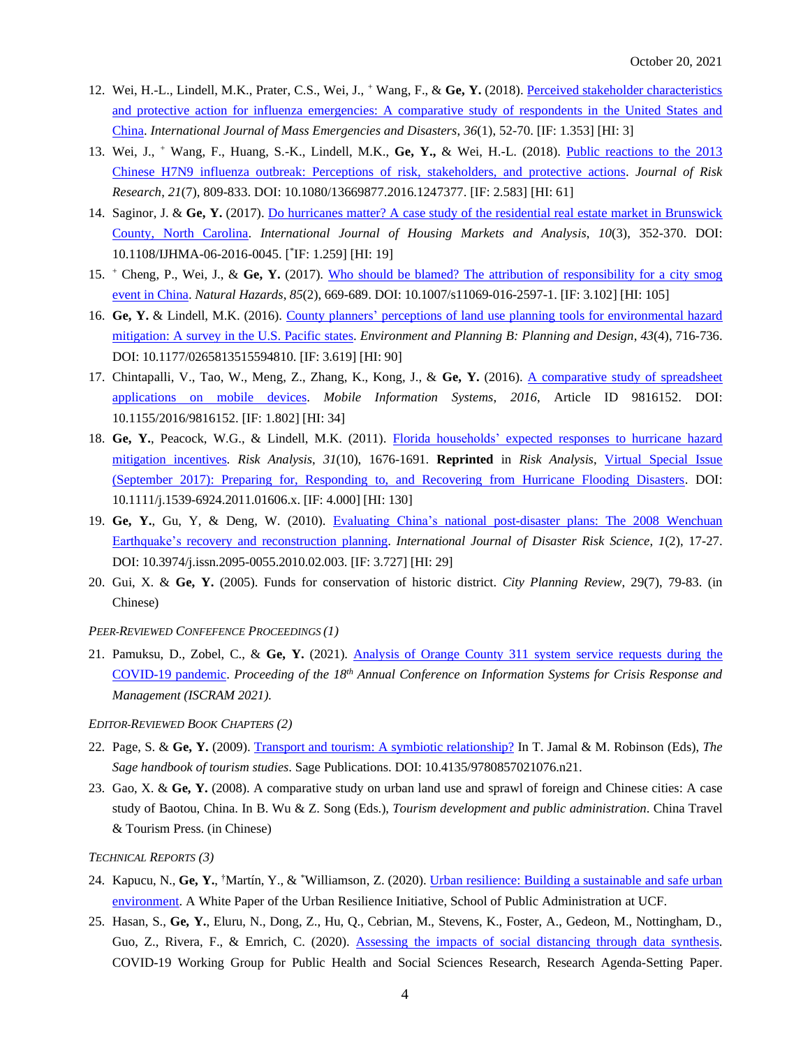12. Wei, H.-L., Lindell, M.K., Prater, C.S., Wei, J., + Wang, F., & **Ge, Y.** (2018). Perceived stakeholder characteristics and protective action for influenza emergencies: A comparative study of respondents in the United States and China. *International Journal of Mass Emergencies and Disasters*, *36*(1), 52-70. [IF: 1.353] [HI: 3]
13. Wei, J., + Wang, F., Huang, S.-K., Lindell, M.K., **Ge, Y.,** & Wei, H.-L. (2018). Public reactions to the 2013 Chinese H7N9 influenza outbreak: Perceptions of risk, stakeholders, and protective actions. *Journal of Risk Research*, *21*(7), 809-833. DOI: 10.1080/13669877.2016.1247377. [IF: 2.583] [HI: 61]
14. Saginor, J. & **Ge, Y.** (2017). Do hurricanes matter? A case study of the residential real estate market in Brunswick County, North Carolina. *International Journal of Housing Markets and Analysis*, *10*(3), 352-370. DOI: 10.1108/IJHMA-06-2016-0045. [*IF: 1.259] [HI: 19]
15. + Cheng, P., Wei, J., & **Ge, Y.** (2017). Who should be blamed? The attribution of responsibility for a city smog event in China. *Natural Hazards*, *85*(2), 669-689. DOI: 10.1007/s11069-016-2597-1. [IF: 3.102] [HI: 105]
16. **Ge, Y.** & Lindell, M.K. (2016). County planners' perceptions of land use planning tools for environmental hazard mitigation: A survey in the U.S. Pacific states. *Environment and Planning B: Planning and Design*, *43*(4), 716-736. DOI: 10.1177/0265813515594810. [IF: 3.619] [HI: 90]
17. Chintapalli, V., Tao, W., Meng, Z., Zhang, K., Kong, J., & **Ge, Y.** (2016). A comparative study of spreadsheet applications on mobile devices. *Mobile Information Systems*, *2016*, Article ID 9816152. DOI: 10.1155/2016/9816152. [IF: 1.802] [HI: 34]
18. **Ge, Y.**, Peacock, W.G., & Lindell, M.K. (2011). Florida households' expected responses to hurricane hazard mitigation incentives. *Risk Analysis*, *31*(10), 1676-1691. **Reprinted** in *Risk Analysis*, Virtual Special Issue (September 2017): Preparing for, Responding to, and Recovering from Hurricane Flooding Disasters. DOI: 10.1111/j.1539-6924.2011.01606.x. [IF: 4.000] [HI: 130]
19. **Ge, Y.**, Gu, Y, & Deng, W. (2010). Evaluating China's national post-disaster plans: The 2008 Wenchuan Earthquake's recovery and reconstruction planning. *International Journal of Disaster Risk Science*, *1*(2), 17-27. DOI: 10.3974/j.issn.2095-0055.2010.02.003. [IF: 3.727] [HI: 29]
20. Gui, X. & **Ge, Y.** (2005). Funds for conservation of historic district. *City Planning Review*, 29(7), 79-83. (in Chinese)

*PEER-REVIEWED CONFEFENCE PROCEEDINGS (1)*

21. Pamuksu, D., Zobel, C., & **Ge, Y.** (2021). Analysis of Orange County 311 system service requests during the COVID-19 pandemic. *Proceeding of the 18th Annual Conference on Information Systems for Crisis Response and Management (ISCRAM 2021).*

*EDITOR-REVIEWED BOOK CHAPTERS (2)*

22. Page, S. & **Ge, Y.** (2009). Transport and tourism: A symbiotic relationship? In T. Jamal & M. Robinson (Eds), *The Sage handbook of tourism studies*. Sage Publications. DOI: 10.4135/9780857021076.n21.
23. Gao, X. & **Ge, Y.** (2008). A comparative study on urban land use and sprawl of foreign and Chinese cities: A case study of Baotou, China. In B. Wu & Z. Song (Eds.), *Tourism development and public administration*. China Travel & Tourism Press. (in Chinese)

*TECHNICAL REPORTS (3)*

24. Kapucu, N., **Ge, Y.**, †Martín, Y., & *Williamson, Z. (2020). Urban resilience: Building a sustainable and safe urban environment. A White Paper of the Urban Resilience Initiative, School of Public Administration at UCF.
25. Hasan, S., **Ge, Y.**, Eluru, N., Dong, Z., Hu, Q., Cebrian, M., Stevens, K., Foster, A., Gedeon, M., Nottingham, D., Guo, Z., Rivera, F., & Emrich, C. (2020). Assessing the impacts of social distancing through data synthesis. COVID-19 Working Group for Public Health and Social Sciences Research, Research Agenda-Setting Paper.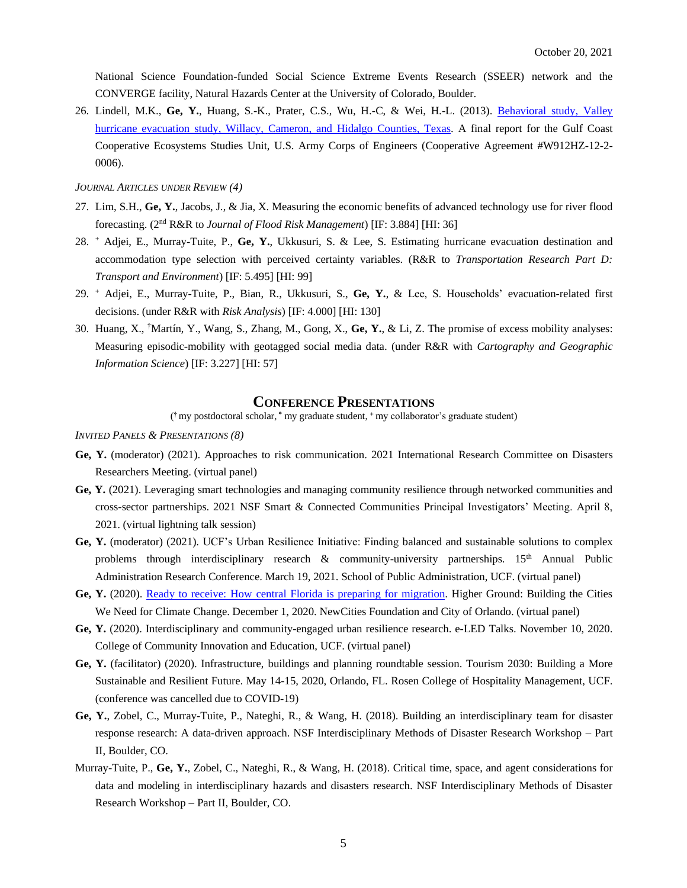National Science Foundation-funded Social Science Extreme Events Research (SSEER) network and the CONVERGE facility, Natural Hazards Center at the University of Colorado, Boulder.

26. Lindell, M.K., **Ge, Y.**, Huang, S.-K., Prater, C.S., Wu, H.-C, & Wei, H.-L. (2013). Behavioral study, Valley hurricane evacuation study, Willacy, Cameron, and Hidalgo Counties, Texas. A final report for the Gulf Coast Cooperative Ecosystems Studies Unit, U.S. Army Corps of Engineers (Cooperative Agreement #W912HZ-12-2-0006).

*JOURNAL ARTICLES UNDER REVIEW (4)*

27. Lim, S.H., **Ge, Y.**, Jacobs, J., & Jia, X. Measuring the economic benefits of advanced technology use for river flood forecasting. (2nd R&R to *Journal of Flood Risk Management*) [IF: 3.884] [HI: 36]
28. + Adjei, E., Murray-Tuite, P., **Ge, Y.**, Ukkusuri, S. & Lee, S. Estimating hurricane evacuation destination and accommodation type selection with perceived certainty variables. (R&R to *Transportation Research Part D: Transport and Environment*) [IF: 5.495] [HI: 99]
29. + Adjei, E., Murray-Tuite, P., Bian, R., Ukkusuri, S., **Ge, Y.**, & Lee, S. Households' evacuation-related first decisions. (under R&R with *Risk Analysis*) [IF: 4.000] [HI: 130]
30. Huang, X., †Martín, Y., Wang, S., Zhang, M., Gong, X., **Ge, Y.**, & Li, Z. The promise of excess mobility analyses: Measuring episodic-mobility with geotagged social media data. (under R&R with *Cartography and Geographic Information Science*) [IF: 3.227] [HI: 57]

## CONFERENCE PRESENTATIONS

(† my postdoctoral scholar, * my graduate student, + my collaborator's graduate student)

*INVITED PANELS & PRESENTATIONS (8)*

**Ge, Y.** (moderator) (2021). Approaches to risk communication. 2021 International Research Committee on Disasters Researchers Meeting. (virtual panel)

**Ge, Y.** (2021). Leveraging smart technologies and managing community resilience through networked communities and cross-sector partnerships. 2021 NSF Smart & Connected Communities Principal Investigators' Meeting. April 8, 2021. (virtual lightning talk session)

**Ge, Y.** (moderator) (2021). UCF's Urban Resilience Initiative: Finding balanced and sustainable solutions to complex problems through interdisciplinary research & community-university partnerships. 15th Annual Public Administration Research Conference. March 19, 2021. School of Public Administration, UCF. (virtual panel)

**Ge, Y.** (2020). Ready to receive: How central Florida is preparing for migration. Higher Ground: Building the Cities We Need for Climate Change. December 1, 2020. NewCities Foundation and City of Orlando. (virtual panel)

**Ge, Y.** (2020). Interdisciplinary and community-engaged urban resilience research. e-LED Talks. November 10, 2020. College of Community Innovation and Education, UCF. (virtual panel)

**Ge, Y.** (facilitator) (2020). Infrastructure, buildings and planning roundtable session. Tourism 2030: Building a More Sustainable and Resilient Future. May 14-15, 2020, Orlando, FL. Rosen College of Hospitality Management, UCF. (conference was cancelled due to COVID-19)

**Ge, Y.**, Zobel, C., Murray-Tuite, P., Nateghi, R., & Wang, H. (2018). Building an interdisciplinary team for disaster response research: A data-driven approach. NSF Interdisciplinary Methods of Disaster Research Workshop – Part II, Boulder, CO.

Murray-Tuite, P., **Ge, Y.**, Zobel, C., Nateghi, R., & Wang, H. (2018). Critical time, space, and agent considerations for data and modeling in interdisciplinary hazards and disasters research. NSF Interdisciplinary Methods of Disaster Research Workshop – Part II, Boulder, CO.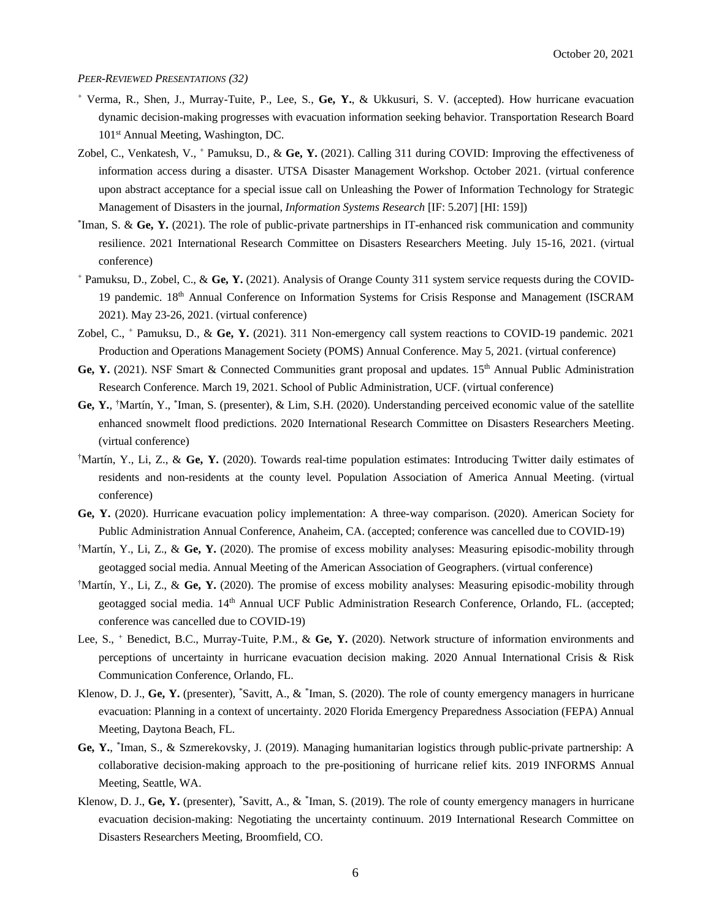*PEER-REVIEWED PRESENTATIONS (32)*

[+] Verma, R., Shen, J., Murray-Tuite, P., Lee, S., **Ge, Y.**, & Ukkusuri, S. V. (accepted). How hurricane evacuation dynamic decision-making progresses with evacuation information seeking behavior. Transportation Research Board 101st Annual Meeting, Washington, DC.

Zobel, C., Venkatesh, V., [+] Pamuksu, D., & **Ge, Y.** (2021). Calling 311 during COVID: Improving the effectiveness of information access during a disaster. UTSA Disaster Management Workshop. October 2021. (virtual conference upon abstract acceptance for a special issue call on Unleashing the Power of Information Technology for Strategic Management of Disasters in the journal, *Information Systems Research* [IF: 5.207] [HI: 159])

[*]Iman, S. & **Ge, Y.** (2021). The role of public-private partnerships in IT-enhanced risk communication and community resilience. 2021 International Research Committee on Disasters Researchers Meeting. July 15-16, 2021. (virtual conference)

[+] Pamuksu, D., Zobel, C., & **Ge, Y.** (2021). Analysis of Orange County 311 system service requests during the COVID-19 pandemic. 18th Annual Conference on Information Systems for Crisis Response and Management (ISCRAM 2021). May 23-26, 2021. (virtual conference)

Zobel, C., [+] Pamuksu, D., & **Ge, Y.** (2021). 311 Non-emergency call system reactions to COVID-19 pandemic. 2021 Production and Operations Management Society (POMS) Annual Conference. May 5, 2021. (virtual conference)

**Ge, Y.** (2021). NSF Smart & Connected Communities grant proposal and updates. 15th Annual Public Administration Research Conference. March 19, 2021. School of Public Administration, UCF. (virtual conference)

**Ge, Y.**, [†]Martín, Y., [*]Iman, S. (presenter), & Lim, S.H. (2020). Understanding perceived economic value of the satellite enhanced snowmelt flood predictions. 2020 International Research Committee on Disasters Researchers Meeting. (virtual conference)

[†]Martín, Y., Li, Z., & **Ge, Y.** (2020). Towards real-time population estimates: Introducing Twitter daily estimates of residents and non-residents at the county level. Population Association of America Annual Meeting. (virtual conference)

**Ge, Y.** (2020). Hurricane evacuation policy implementation: A three-way comparison. (2020). American Society for Public Administration Annual Conference, Anaheim, CA. (accepted; conference was cancelled due to COVID-19)

[†]Martín, Y., Li, Z., & **Ge, Y.** (2020). The promise of excess mobility analyses: Measuring episodic-mobility through geotagged social media. Annual Meeting of the American Association of Geographers. (virtual conference)

[†]Martín, Y., Li, Z., & **Ge, Y.** (2020). The promise of excess mobility analyses: Measuring episodic-mobility through geotagged social media. 14th Annual UCF Public Administration Research Conference, Orlando, FL. (accepted; conference was cancelled due to COVID-19)

Lee, S., [+] Benedict, B.C., Murray-Tuite, P.M., & **Ge, Y.** (2020). Network structure of information environments and perceptions of uncertainty in hurricane evacuation decision making. 2020 Annual International Crisis & Risk Communication Conference, Orlando, FL.

Klenow, D. J., **Ge, Y.** (presenter), [*]Savitt, A., & [*]Iman, S. (2020). The role of county emergency managers in hurricane evacuation: Planning in a context of uncertainty. 2020 Florida Emergency Preparedness Association (FEPA) Annual Meeting, Daytona Beach, FL.

**Ge, Y.**, [*]Iman, S., & Szmerekovsky, J. (2019). Managing humanitarian logistics through public-private partnership: A collaborative decision-making approach to the pre-positioning of hurricane relief kits. 2019 INFORMS Annual Meeting, Seattle, WA.

Klenow, D. J., **Ge, Y.** (presenter), [*]Savitt, A., & [*]Iman, S. (2019). The role of county emergency managers in hurricane evacuation decision-making: Negotiating the uncertainty continuum. 2019 International Research Committee on Disasters Researchers Meeting, Broomfield, CO.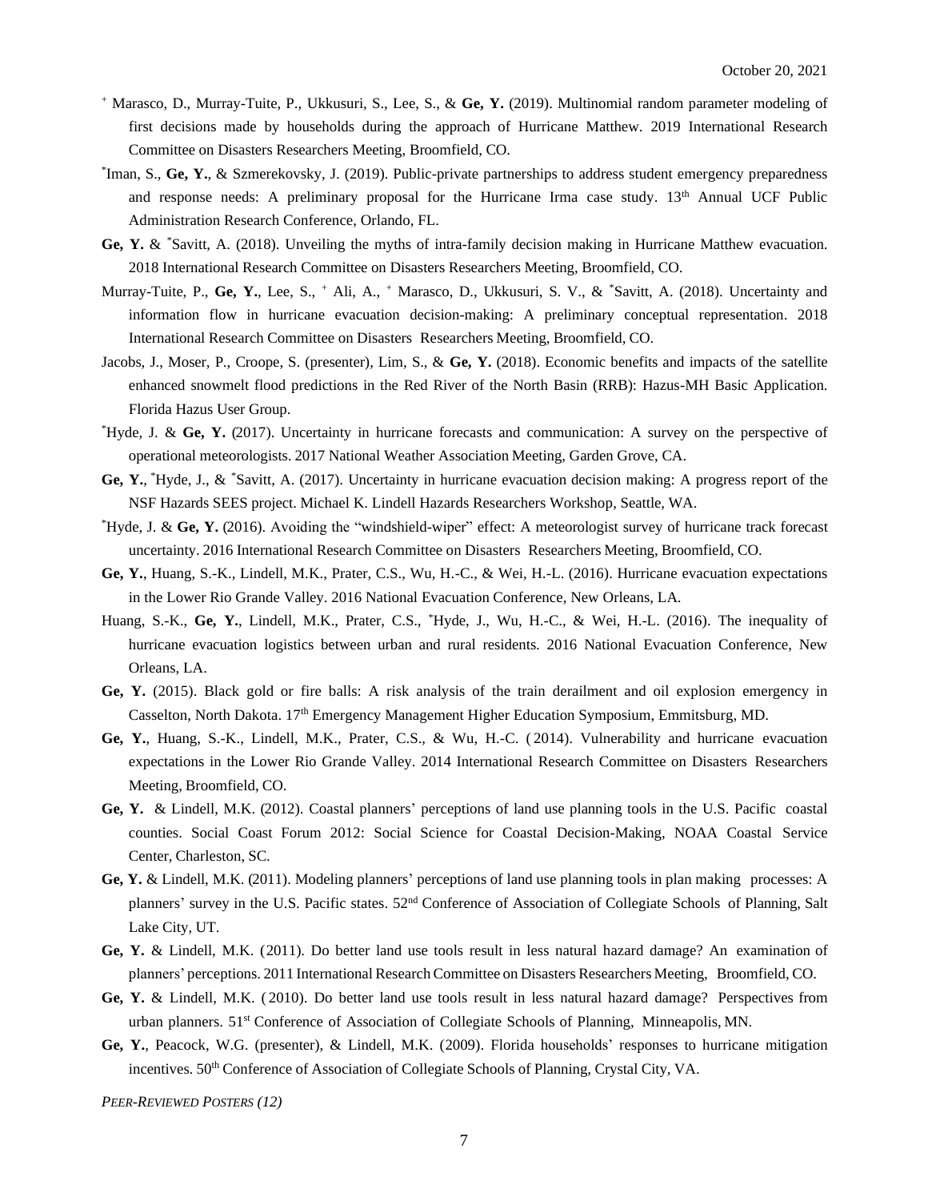[+] Marasco, D., Murray-Tuite, P., Ukkusuri, S., Lee, S., & **Ge, Y.** (2019). Multinomial random parameter modeling of first decisions made by households during the approach of Hurricane Matthew. 2019 International Research Committee on Disasters Researchers Meeting, Broomfield, CO.

[*]Iman, S., **Ge, Y.**, & Szmerekovsky, J. (2019). Public-private partnerships to address student emergency preparedness and response needs: A preliminary proposal for the Hurricane Irma case study. 13th Annual UCF Public Administration Research Conference, Orlando, FL.

**Ge, Y.** & [*]Savitt, A. (2018). Unveiling the myths of intra-family decision making in Hurricane Matthew evacuation. 2018 International Research Committee on Disasters Researchers Meeting, Broomfield, CO.

Murray-Tuite, P., **Ge, Y.**, Lee, S., [+] Ali, A., [+] Marasco, D., Ukkusuri, S. V., & [*]Savitt, A. (2018). Uncertainty and information flow in hurricane evacuation decision-making: A preliminary conceptual representation. 2018 International Research Committee on Disasters Researchers Meeting, Broomfield, CO.

Jacobs, J., Moser, P., Croope, S. (presenter), Lim, S., & **Ge, Y.** (2018). Economic benefits and impacts of the satellite enhanced snowmelt flood predictions in the Red River of the North Basin (RRB): Hazus-MH Basic Application. Florida Hazus User Group.

[*]Hyde, J. & **Ge, Y.** (2017). Uncertainty in hurricane forecasts and communication: A survey on the perspective of operational meteorologists. 2017 National Weather Association Meeting, Garden Grove, CA.

**Ge, Y.**, [*]Hyde, J., & [*]Savitt, A. (2017). Uncertainty in hurricane evacuation decision making: A progress report of the NSF Hazards SEES project. Michael K. Lindell Hazards Researchers Workshop, Seattle, WA.

[*]Hyde, J. & **Ge, Y.** (2016). Avoiding the "windshield-wiper" effect: A meteorologist survey of hurricane track forecast uncertainty. 2016 International Research Committee on Disasters Researchers Meeting, Broomfield, CO.

**Ge, Y.**, Huang, S.-K., Lindell, M.K., Prater, C.S., Wu, H.-C., & Wei, H.-L. (2016). Hurricane evacuation expectations in the Lower Rio Grande Valley. 2016 National Evacuation Conference, New Orleans, LA.

Huang, S.-K., **Ge, Y.**, Lindell, M.K., Prater, C.S., [*]Hyde, J., Wu, H.-C., & Wei, H.-L. (2016). The inequality of hurricane evacuation logistics between urban and rural residents. 2016 National Evacuation Conference, New Orleans, LA.

**Ge, Y.** (2015). Black gold or fire balls: A risk analysis of the train derailment and oil explosion emergency in Casselton, North Dakota. 17th Emergency Management Higher Education Symposium, Emmitsburg, MD.

**Ge, Y.**, Huang, S.-K., Lindell, M.K., Prater, C.S., & Wu, H.-C. (2014). Vulnerability and hurricane evacuation expectations in the Lower Rio Grande Valley. 2014 International Research Committee on Disasters Researchers Meeting, Broomfield, CO.

**Ge, Y.** & Lindell, M.K. (2012). Coastal planners' perceptions of land use planning tools in the U.S. Pacific coastal counties. Social Coast Forum 2012: Social Science for Coastal Decision-Making, NOAA Coastal Service Center, Charleston, SC.

**Ge, Y.** & Lindell, M.K. (2011). Modeling planners' perceptions of land use planning tools in plan making processes: A planners' survey in the U.S. Pacific states. 52nd Conference of Association of Collegiate Schools of Planning, Salt Lake City, UT.

**Ge, Y.** & Lindell, M.K. (2011). Do better land use tools result in less natural hazard damage? An examination of planners' perceptions. 2011 International Research Committee on Disasters Researchers Meeting, Broomfield, CO.

**Ge, Y.** & Lindell, M.K. (2010). Do better land use tools result in less natural hazard damage? Perspectives from urban planners. 51st Conference of Association of Collegiate Schools of Planning, Minneapolis, MN.

**Ge, Y.**, Peacock, W.G. (presenter), & Lindell, M.K. (2009). Florida households' responses to hurricane mitigation incentives. 50th Conference of Association of Collegiate Schools of Planning, Crystal City, VA.

*PEER-REVIEWED POSTERS (12)*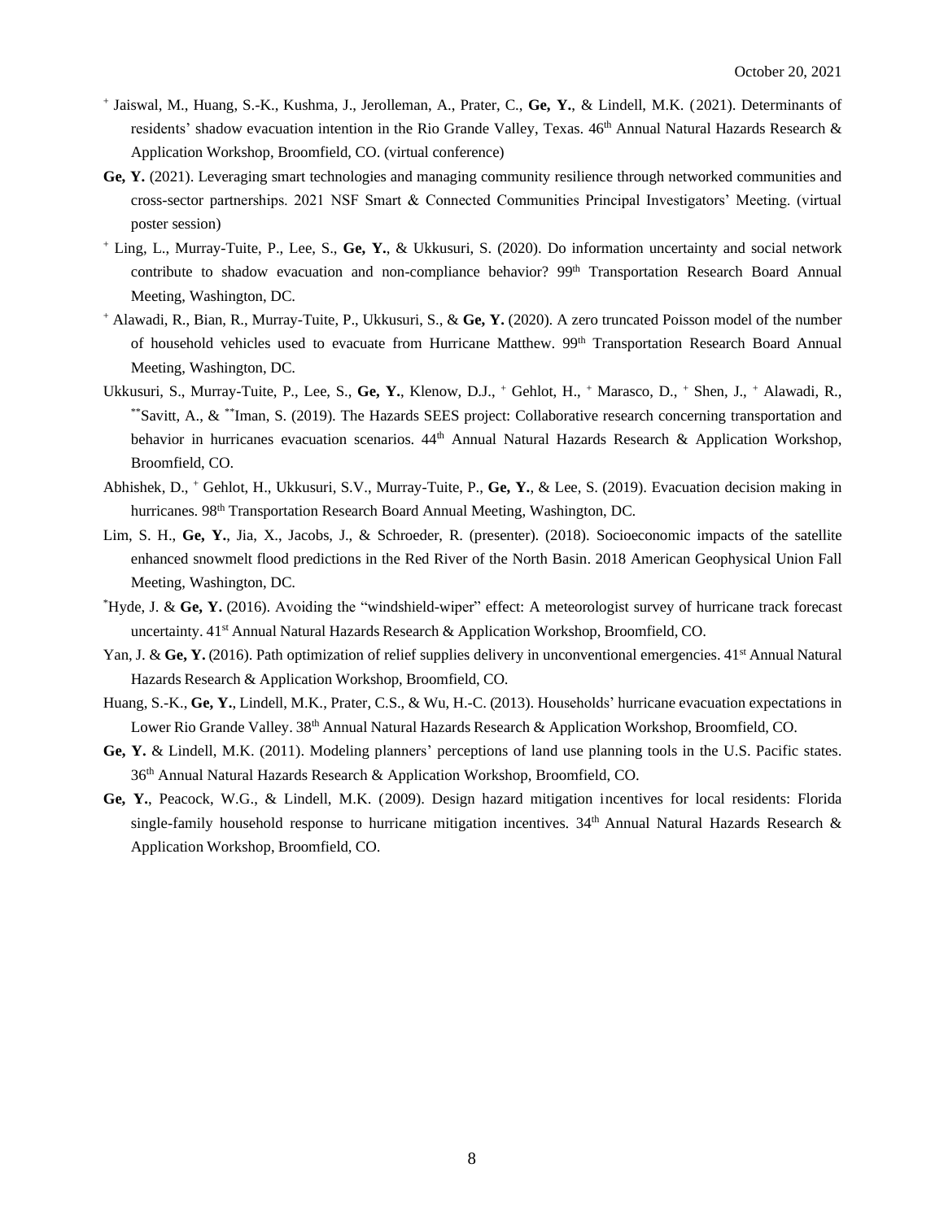[+] Jaiswal, M., Huang, S.-K., Kushma, J., Jerolleman, A., Prater, C., **Ge, Y.**, & Lindell, M.K. (2021). Determinants of residents' shadow evacuation intention in the Rio Grande Valley, Texas. 46th Annual Natural Hazards Research & Application Workshop, Broomfield, CO. (virtual conference)

**Ge, Y.** (2021). Leveraging smart technologies and managing community resilience through networked communities and cross-sector partnerships. 2021 NSF Smart & Connected Communities Principal Investigators' Meeting. (virtual poster session)

[+] Ling, L., Murray-Tuite, P., Lee, S., **Ge, Y.**, & Ukkusuri, S. (2020). Do information uncertainty and social network contribute to shadow evacuation and non-compliance behavior? 99th Transportation Research Board Annual Meeting, Washington, DC.

[+] Alawadi, R., Bian, R., Murray-Tuite, P., Ukkusuri, S., & **Ge, Y.** (2020). A zero truncated Poisson model of the number of household vehicles used to evacuate from Hurricane Matthew. 99th Transportation Research Board Annual Meeting, Washington, DC.

Ukkusuri, S., Murray-Tuite, P., Lee, S., **Ge, Y.**, Klenow, D.J., [+] Gehlot, H., [+] Marasco, D., [+] Shen, J., [+] Alawadi, R., [**]Savitt, A., & [**]Iman, S. (2019). The Hazards SEES project: Collaborative research concerning transportation and behavior in hurricanes evacuation scenarios. 44th Annual Natural Hazards Research & Application Workshop, Broomfield, CO.

Abhishek, D., [+] Gehlot, H., Ukkusuri, S.V., Murray-Tuite, P., **Ge, Y.**, & Lee, S. (2019). Evacuation decision making in hurricanes. 98th Transportation Research Board Annual Meeting, Washington, DC.

Lim, S. H., **Ge, Y.**, Jia, X., Jacobs, J., & Schroeder, R. (presenter). (2018). Socioeconomic impacts of the satellite enhanced snowmelt flood predictions in the Red River of the North Basin. 2018 American Geophysical Union Fall Meeting, Washington, DC.

[*]Hyde, J. & **Ge, Y.** (2016). Avoiding the "windshield-wiper" effect: A meteorologist survey of hurricane track forecast uncertainty. 41st Annual Natural Hazards Research & Application Workshop, Broomfield, CO.

Yan, J. & **Ge, Y.** (2016). Path optimization of relief supplies delivery in unconventional emergencies. 41st Annual Natural Hazards Research & Application Workshop, Broomfield, CO.

Huang, S.-K., **Ge, Y.**, Lindell, M.K., Prater, C.S., & Wu, H.-C. (2013). Households' hurricane evacuation expectations in Lower Rio Grande Valley. 38th Annual Natural Hazards Research & Application Workshop, Broomfield, CO.

**Ge, Y.** & Lindell, M.K. (2011). Modeling planners' perceptions of land use planning tools in the U.S. Pacific states. 36th Annual Natural Hazards Research & Application Workshop, Broomfield, CO.

**Ge, Y.**, Peacock, W.G., & Lindell, M.K. (2009). Design hazard mitigation incentives for local residents: Florida single-family household response to hurricane mitigation incentives. 34th Annual Natural Hazards Research & Application Workshop, Broomfield, CO.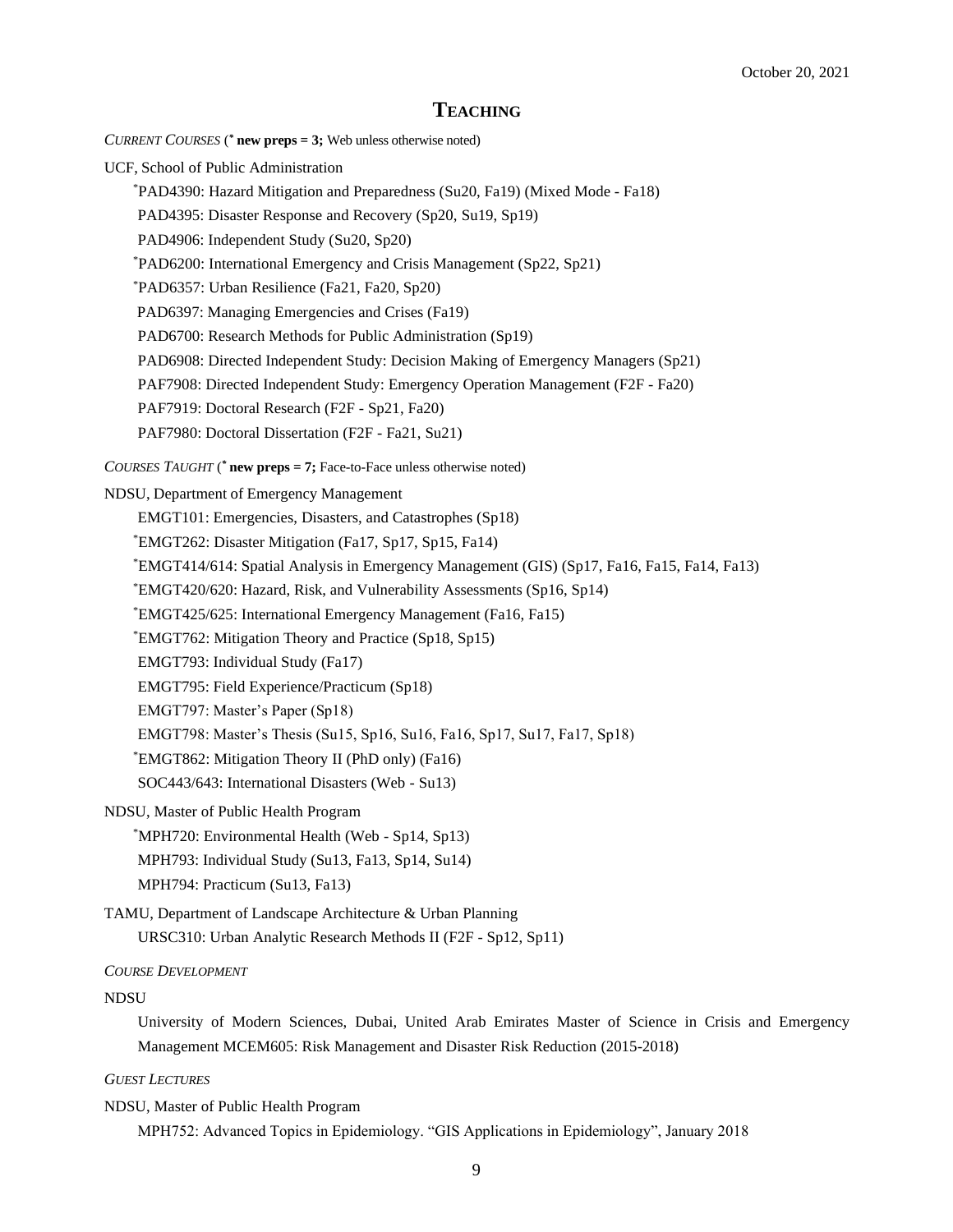## TEACHING

*CURRENT COURSES* (* **new preps = 3;** Web unless otherwise noted)

UCF, School of Public Administration

- *PAD4390: Hazard Mitigation and Preparedness (Su20, Fa19) (Mixed Mode - Fa18)
- PAD4395: Disaster Response and Recovery (Sp20, Su19, Sp19)
- PAD4906: Independent Study (Su20, Sp20)
- *PAD6200: International Emergency and Crisis Management (Sp22, Sp21)
- *PAD6357: Urban Resilience (Fa21, Fa20, Sp20)
- PAD6397: Managing Emergencies and Crises (Fa19)
- PAD6700: Research Methods for Public Administration (Sp19)
- PAD6908: Directed Independent Study: Decision Making of Emergency Managers (Sp21)
- PAF7908: Directed Independent Study: Emergency Operation Management (F2F - Fa20)
- PAF7919: Doctoral Research (F2F - Sp21, Fa20)
- PAF7980: Doctoral Dissertation (F2F - Fa21, Su21)

*COURSES TAUGHT* (* **new preps = 7;** Face-to-Face unless otherwise noted)

NDSU, Department of Emergency Management

- EMGT101: Emergencies, Disasters, and Catastrophes (Sp18)
- *EMGT262: Disaster Mitigation (Fa17, Sp17, Sp15, Fa14)
- *EMGT414/614: Spatial Analysis in Emergency Management (GIS) (Sp17, Fa16, Fa15, Fa14, Fa13)
- *EMGT420/620: Hazard, Risk, and Vulnerability Assessments (Sp16, Sp14)
- *EMGT425/625: International Emergency Management (Fa16, Fa15)
- *EMGT762: Mitigation Theory and Practice (Sp18, Sp15)
- EMGT793: Individual Study (Fa17)
- EMGT795: Field Experience/Practicum (Sp18)
- EMGT797: Master's Paper (Sp18)
- EMGT798: Master's Thesis (Su15, Sp16, Su16, Fa16, Sp17, Su17, Fa17, Sp18)
- *EMGT862: Mitigation Theory II (PhD only) (Fa16)
- SOC443/643: International Disasters (Web - Su13)

NDSU, Master of Public Health Program

- *MPH720: Environmental Health (Web - Sp14, Sp13)
- MPH793: Individual Study (Su13, Fa13, Sp14, Su14)
- MPH794: Practicum (Su13, Fa13)

TAMU, Department of Landscape Architecture & Urban Planning

- URSC310: Urban Analytic Research Methods II (F2F - Sp12, Sp11)

*COURSE DEVELOPMENT*

NDSU

University of Modern Sciences, Dubai, United Arab Emirates Master of Science in Crisis and Emergency Management MCEM605: Risk Management and Disaster Risk Reduction (2015-2018)

*GUEST LECTURES*

NDSU, Master of Public Health Program

MPH752: Advanced Topics in Epidemiology. "GIS Applications in Epidemiology", January 2018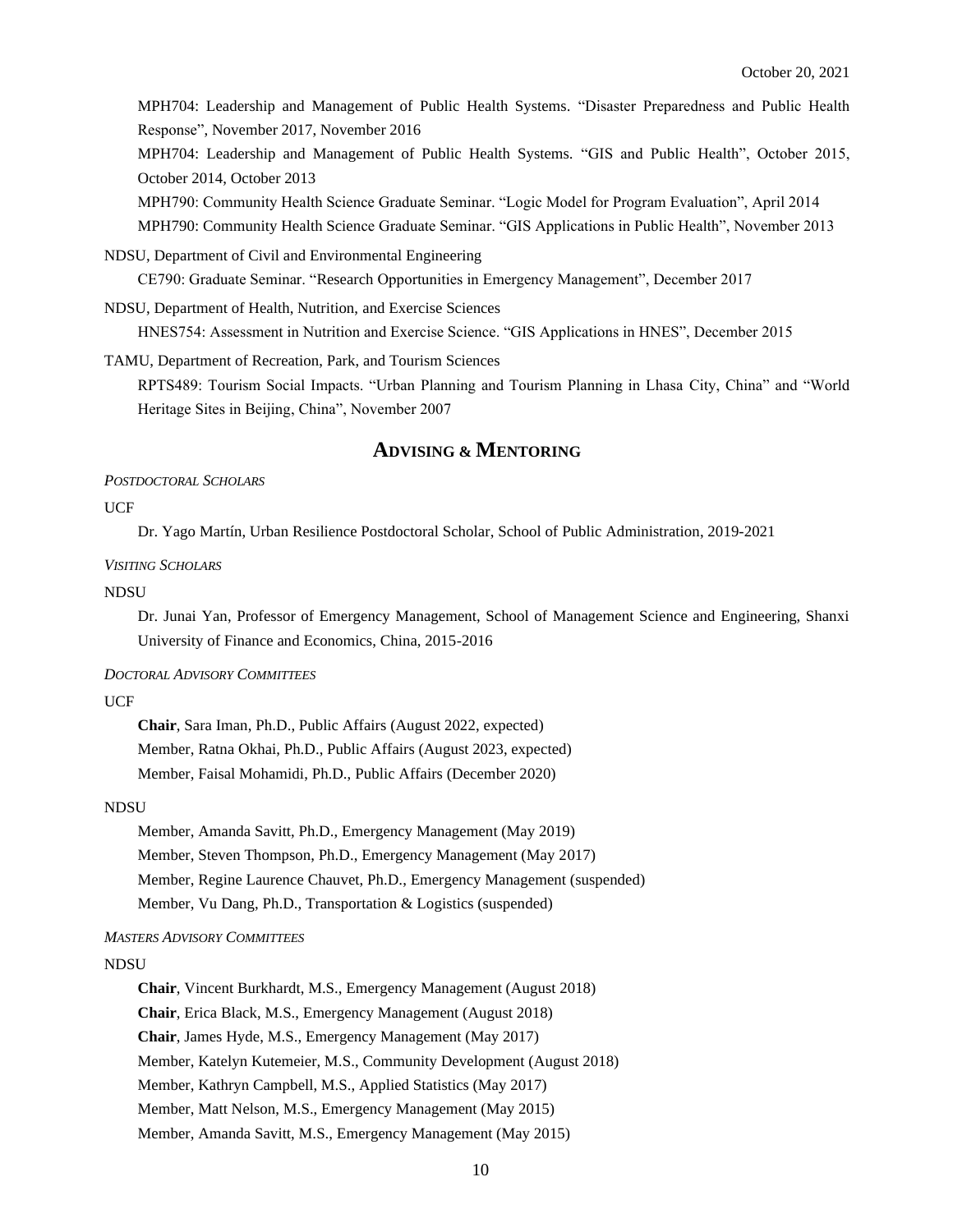MPH704: Leadership and Management of Public Health Systems. "Disaster Preparedness and Public Health Response", November 2017, November 2016

MPH704: Leadership and Management of Public Health Systems. "GIS and Public Health", October 2015, October 2014, October 2013

MPH790: Community Health Science Graduate Seminar. "Logic Model for Program Evaluation", April 2014

MPH790: Community Health Science Graduate Seminar. "GIS Applications in Public Health", November 2013

NDSU, Department of Civil and Environmental Engineering

CE790: Graduate Seminar. "Research Opportunities in Emergency Management", December 2017

NDSU, Department of Health, Nutrition, and Exercise Sciences

HNES754: Assessment in Nutrition and Exercise Science. "GIS Applications in HNES", December 2015

TAMU, Department of Recreation, Park, and Tourism Sciences

RPTS489: Tourism Social Impacts. "Urban Planning and Tourism Planning in Lhasa City, China" and "World Heritage Sites in Beijing, China", November 2007

## ADVISING & MENTORING

*POSTDOCTORAL SCHOLARS*

UCF

Dr. Yago Martín, Urban Resilience Postdoctoral Scholar, School of Public Administration, 2019-2021

*VISITING SCHOLARS*

NDSU

Dr. Junai Yan, Professor of Emergency Management, School of Management Science and Engineering, Shanxi University of Finance and Economics, China, 2015-2016

*DOCTORAL ADVISORY COMMITTEES*

UCF

**Chair**, Sara Iman, Ph.D., Public Affairs (August 2022, expected)
Member, Ratna Okhai, Ph.D., Public Affairs (August 2023, expected)
Member, Faisal Mohamidi, Ph.D., Public Affairs (December 2020)

NDSU

Member, Amanda Savitt, Ph.D., Emergency Management (May 2019)
Member, Steven Thompson, Ph.D., Emergency Management (May 2017)
Member, Regine Laurence Chauvet, Ph.D., Emergency Management (suspended)
Member, Vu Dang, Ph.D., Transportation & Logistics (suspended)

*MASTERS ADVISORY COMMITTEES*

NDSU

**Chair**, Vincent Burkhardt, M.S., Emergency Management (August 2018)
**Chair**, Erica Black, M.S., Emergency Management (August 2018)
**Chair**, James Hyde, M.S., Emergency Management (May 2017)
Member, Katelyn Kutemeier, M.S., Community Development (August 2018)
Member, Kathryn Campbell, M.S., Applied Statistics (May 2017)
Member, Matt Nelson, M.S., Emergency Management (May 2015)
Member, Amanda Savitt, M.S., Emergency Management (May 2015)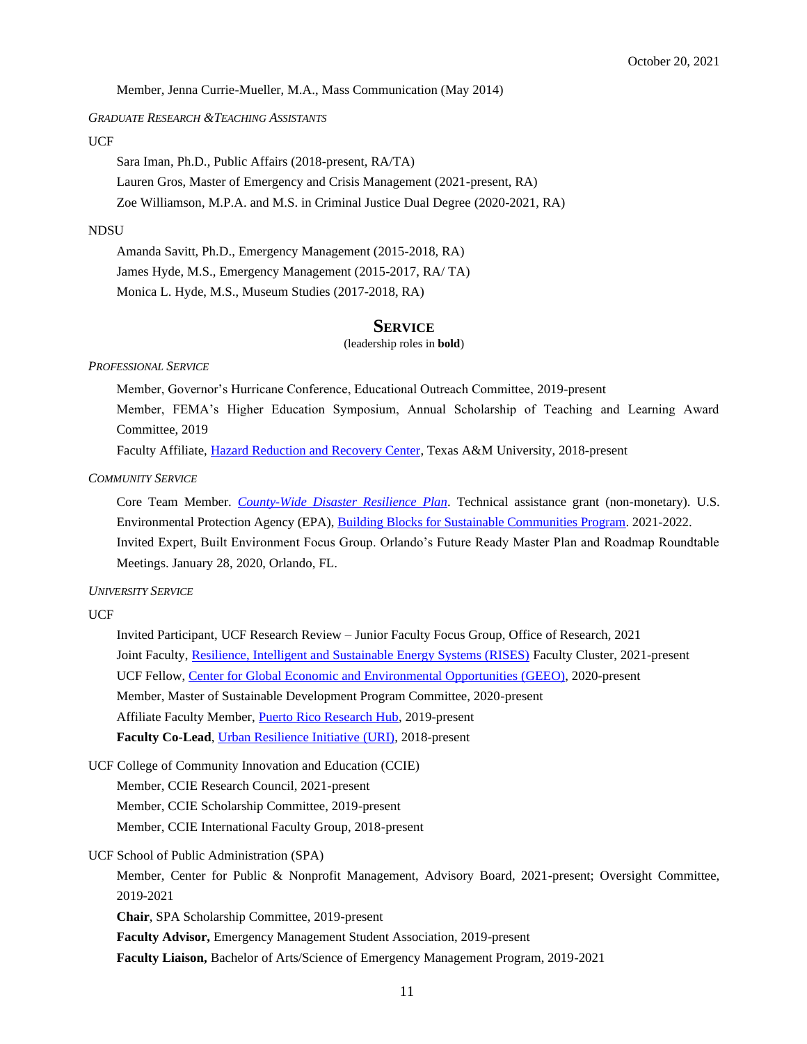Member, Jenna Currie-Mueller, M.A., Mass Communication (May 2014)

*GRADUATE RESEARCH & TEACHING ASSISTANTS*

UCF

Sara Iman, Ph.D., Public Affairs (2018-present, RA/TA)
Lauren Gros, Master of Emergency and Crisis Management (2021-present, RA)
Zoe Williamson, M.P.A. and M.S. in Criminal Justice Dual Degree (2020-2021, RA)

NDSU

Amanda Savitt, Ph.D., Emergency Management (2015-2018, RA)
James Hyde, M.S., Emergency Management (2015-2017, RA/ TA)
Monica L. Hyde, M.S., Museum Studies (2017-2018, RA)

## SERVICE

(leadership roles in **bold**)

*PROFESSIONAL SERVICE*

Member, Governor's Hurricane Conference, Educational Outreach Committee, 2019-present
Member, FEMA's Higher Education Symposium, Annual Scholarship of Teaching and Learning Award Committee, 2019
Faculty Affiliate, Hazard Reduction and Recovery Center, Texas A&M University, 2018-present

*COMMUNITY SERVICE*

Core Team Member. *County-Wide Disaster Resilience Plan*. Technical assistance grant (non-monetary). U.S. Environmental Protection Agency (EPA), Building Blocks for Sustainable Communities Program. 2021-2022.
Invited Expert, Built Environment Focus Group. Orlando's Future Ready Master Plan and Roadmap Roundtable Meetings. January 28, 2020, Orlando, FL.

*UNIVERSITY SERVICE*

UCF

Invited Participant, UCF Research Review – Junior Faculty Focus Group, Office of Research, 2021
Joint Faculty, Resilience, Intelligent and Sustainable Energy Systems (RISES) Faculty Cluster, 2021-present
UCF Fellow, Center for Global Economic and Environmental Opportunities (GEEO), 2020-present
Member, Master of Sustainable Development Program Committee, 2020-present
Affiliate Faculty Member, Puerto Rico Research Hub, 2019-present
**Faculty Co-Lead**, Urban Resilience Initiative (URI), 2018-present

UCF College of Community Innovation and Education (CCIE)

Member, CCIE Research Council, 2021-present
Member, CCIE Scholarship Committee, 2019-present
Member, CCIE International Faculty Group, 2018-present

UCF School of Public Administration (SPA)

Member, Center for Public & Nonprofit Management, Advisory Board, 2021-present; Oversight Committee, 2019-2021
**Chair**, SPA Scholarship Committee, 2019-present
**Faculty Advisor,** Emergency Management Student Association, 2019-present
**Faculty Liaison,** Bachelor of Arts/Science of Emergency Management Program, 2019-2021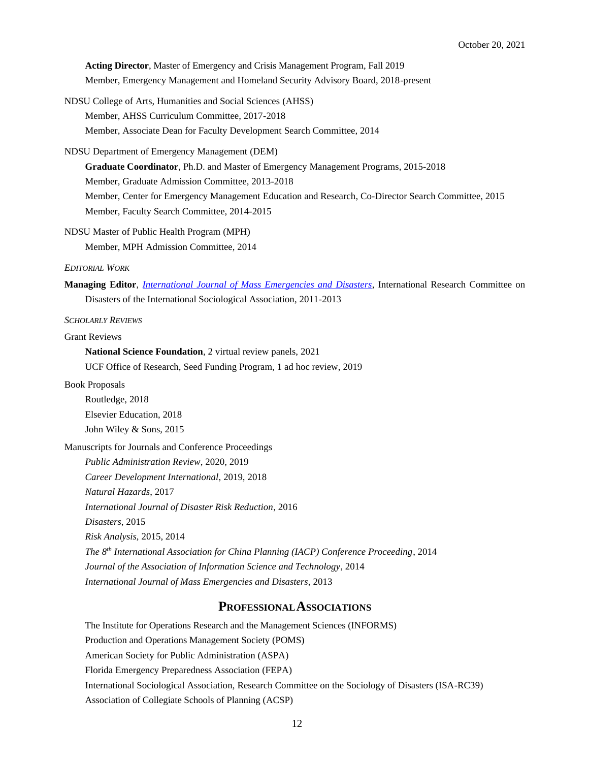**Acting Director**, Master of Emergency and Crisis Management Program, Fall 2019

Member, Emergency Management and Homeland Security Advisory Board, 2018-present

NDSU College of Arts, Humanities and Social Sciences (AHSS)

Member, AHSS Curriculum Committee, 2017-2018

Member, Associate Dean for Faculty Development Search Committee, 2014

NDSU Department of Emergency Management (DEM)

**Graduate Coordinator**, Ph.D. and Master of Emergency Management Programs, 2015-2018

Member, Graduate Admission Committee, 2013-2018

Member, Center for Emergency Management Education and Research, Co-Director Search Committee, 2015

Member, Faculty Search Committee, 2014-2015

NDSU Master of Public Health Program (MPH)

Member, MPH Admission Committee, 2014

*EDITORIAL WORK*

**Managing Editor**, *International Journal of Mass Emergencies and Disasters*, International Research Committee on Disasters of the International Sociological Association, 2011-2013

*SCHOLARLY REVIEWS*

Grant Reviews

**National Science Foundation**, 2 virtual review panels, 2021

UCF Office of Research, Seed Funding Program, 1 ad hoc review, 2019

Book Proposals

Routledge, 2018

Elsevier Education, 2018

John Wiley & Sons, 2015

Manuscripts for Journals and Conference Proceedings

*Public Administration Review*, 2020, 2019

*Career Development International*, 2019, 2018

*Natural Hazards*, 2017

*International Journal of Disaster Risk Reduction*, 2016

*Disasters*, 2015

*Risk Analysis*, 2015, 2014

*The 8th International Association for China Planning (IACP) Conference Proceeding*, 2014

*Journal of the Association of Information Science and Technology*, 2014

*International Journal of Mass Emergencies and Disasters*, 2013

## PROFESSIONAL ASSOCIATIONS

The Institute for Operations Research and the Management Sciences (INFORMS)

Production and Operations Management Society (POMS)

American Society for Public Administration (ASPA)

Florida Emergency Preparedness Association (FEPA)

International Sociological Association, Research Committee on the Sociology of Disasters (ISA-RC39)

Association of Collegiate Schools of Planning (ACSP)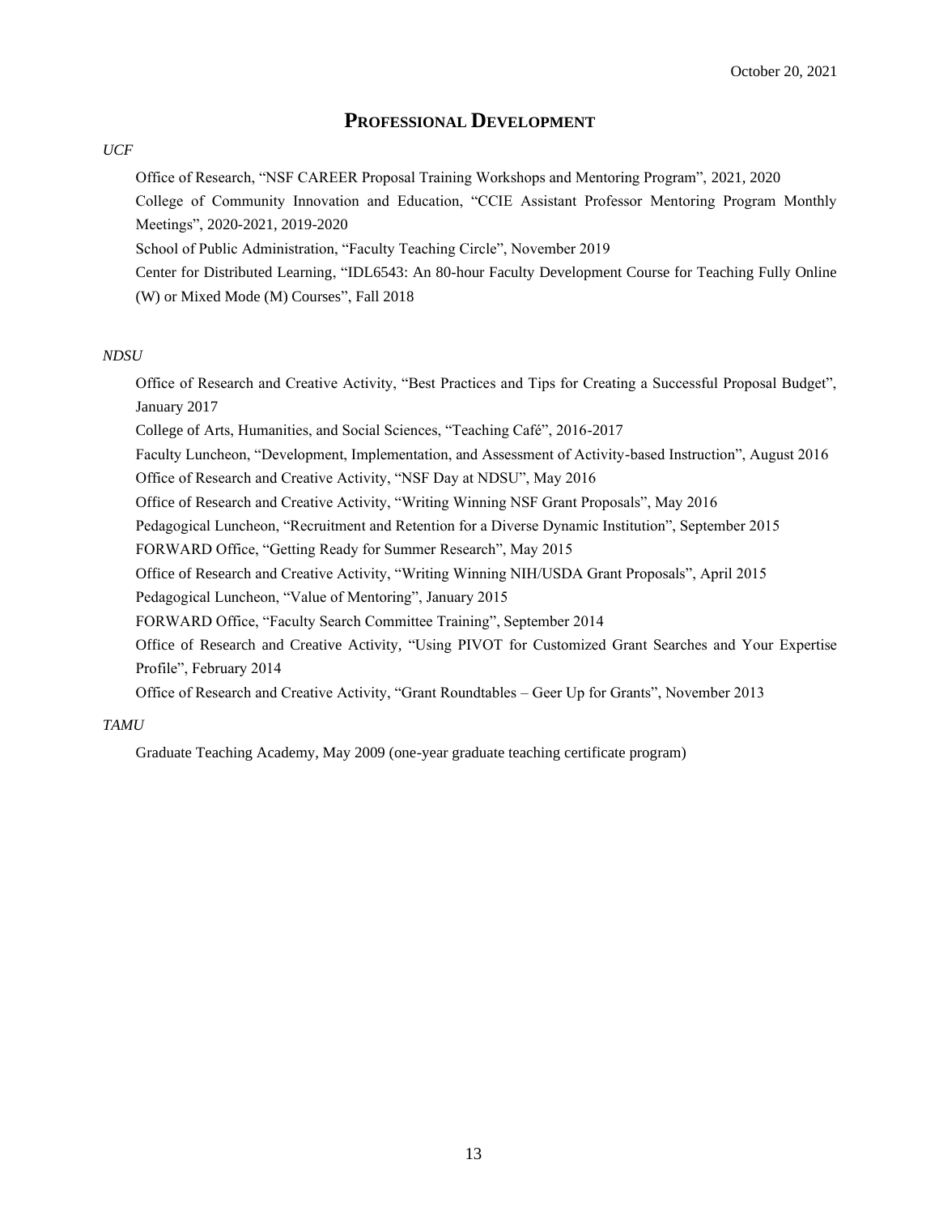## PROFESSIONAL DEVELOPMENT

*UCF*

Office of Research, "NSF CAREER Proposal Training Workshops and Mentoring Program", 2021, 2020

College of Community Innovation and Education, "CCIE Assistant Professor Mentoring Program Monthly Meetings", 2020-2021, 2019-2020

School of Public Administration, "Faculty Teaching Circle", November 2019

Center for Distributed Learning, "IDL6543: An 80-hour Faculty Development Course for Teaching Fully Online (W) or Mixed Mode (M) Courses", Fall 2018

*NDSU*

Office of Research and Creative Activity, "Best Practices and Tips for Creating a Successful Proposal Budget", January 2017

College of Arts, Humanities, and Social Sciences, "Teaching Café", 2016-2017

Faculty Luncheon, "Development, Implementation, and Assessment of Activity-based Instruction", August 2016

Office of Research and Creative Activity, "NSF Day at NDSU", May 2016

Office of Research and Creative Activity, "Writing Winning NSF Grant Proposals", May 2016

Pedagogical Luncheon, "Recruitment and Retention for a Diverse Dynamic Institution", September 2015

FORWARD Office, "Getting Ready for Summer Research", May 2015

Office of Research and Creative Activity, "Writing Winning NIH/USDA Grant Proposals", April 2015

Pedagogical Luncheon, "Value of Mentoring", January 2015

FORWARD Office, "Faculty Search Committee Training", September 2014

Office of Research and Creative Activity, "Using PIVOT for Customized Grant Searches and Your Expertise Profile", February 2014

Office of Research and Creative Activity, "Grant Roundtables – Geer Up for Grants", November 2013

*TAMU*

Graduate Teaching Academy, May 2009 (one-year graduate teaching certificate program)